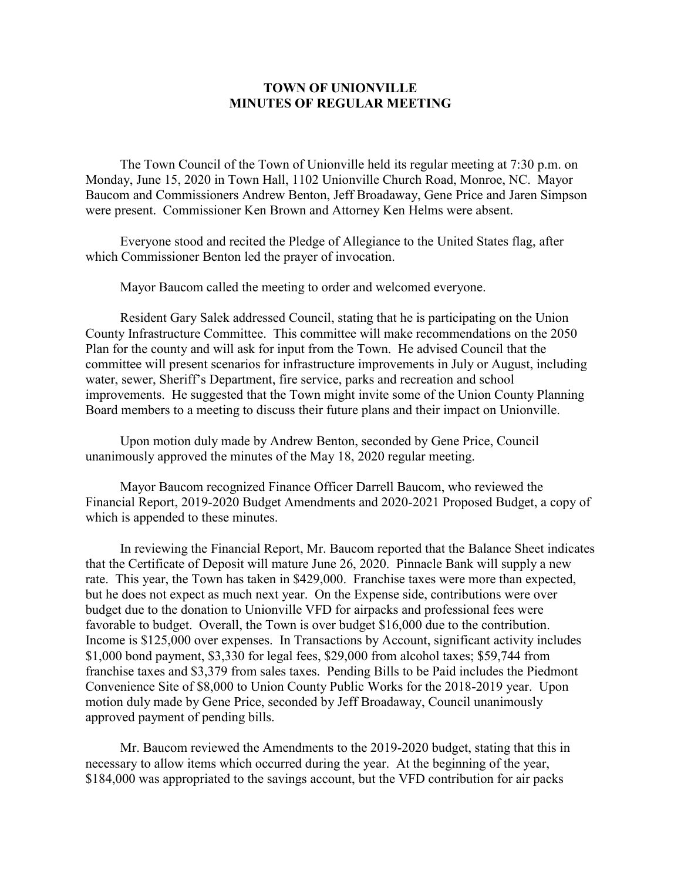# TOWN OF UNIONVILLE
## MINUTES OF REGULAR MEETING

The Town Council of the Town of Unionville held its regular meeting at 7:30 p.m. on Monday, June 15, 2020 in Town Hall, 1102 Unionville Church Road, Monroe, NC. Mayor Baucom and Commissioners Andrew Benton, Jeff Broadaway, Gene Price and Jaren Simpson were present. Commissioner Ken Brown and Attorney Ken Helms were absent.

Everyone stood and recited the Pledge of Allegiance to the United States flag, after which Commissioner Benton led the prayer of invocation.

Mayor Baucom called the meeting to order and welcomed everyone.

Resident Gary Salek addressed Council, stating that he is participating on the Union County Infrastructure Committee. This committee will make recommendations on the 2050 Plan for the county and will ask for input from the Town. He advised Council that the committee will present scenarios for infrastructure improvements in July or August, including water, sewer, Sheriff's Department, fire service, parks and recreation and school improvements. He suggested that the Town might invite some of the Union County Planning Board members to a meeting to discuss their future plans and their impact on Unionville.

Upon motion duly made by Andrew Benton, seconded by Gene Price, Council unanimously approved the minutes of the May 18, 2020 regular meeting.

Mayor Baucom recognized Finance Officer Darrell Baucom, who reviewed the Financial Report, 2019-2020 Budget Amendments and 2020-2021 Proposed Budget, a copy of which is appended to these minutes.

In reviewing the Financial Report, Mr. Baucom reported that the Balance Sheet indicates that the Certificate of Deposit will mature June 26, 2020. Pinnacle Bank will supply a new rate. This year, the Town has taken in $429,000. Franchise taxes were more than expected, but he does not expect as much next year. On the Expense side, contributions were over budget due to the donation to Unionville VFD for airpacks and professional fees were favorable to budget. Overall, the Town is over budget $16,000 due to the contribution. Income is $125,000 over expenses. In Transactions by Account, significant activity includes $1,000 bond payment, $3,330 for legal fees, $29,000 from alcohol taxes; $59,744 from franchise taxes and $3,379 from sales taxes. Pending Bills to be Paid includes the Piedmont Convenience Site of $8,000 to Union County Public Works for the 2018-2019 year. Upon motion duly made by Gene Price, seconded by Jeff Broadaway, Council unanimously approved payment of pending bills.

Mr. Baucom reviewed the Amendments to the 2019-2020 budget, stating that this in necessary to allow items which occurred during the year. At the beginning of the year, $184,000 was appropriated to the savings account, but the VFD contribution for air packs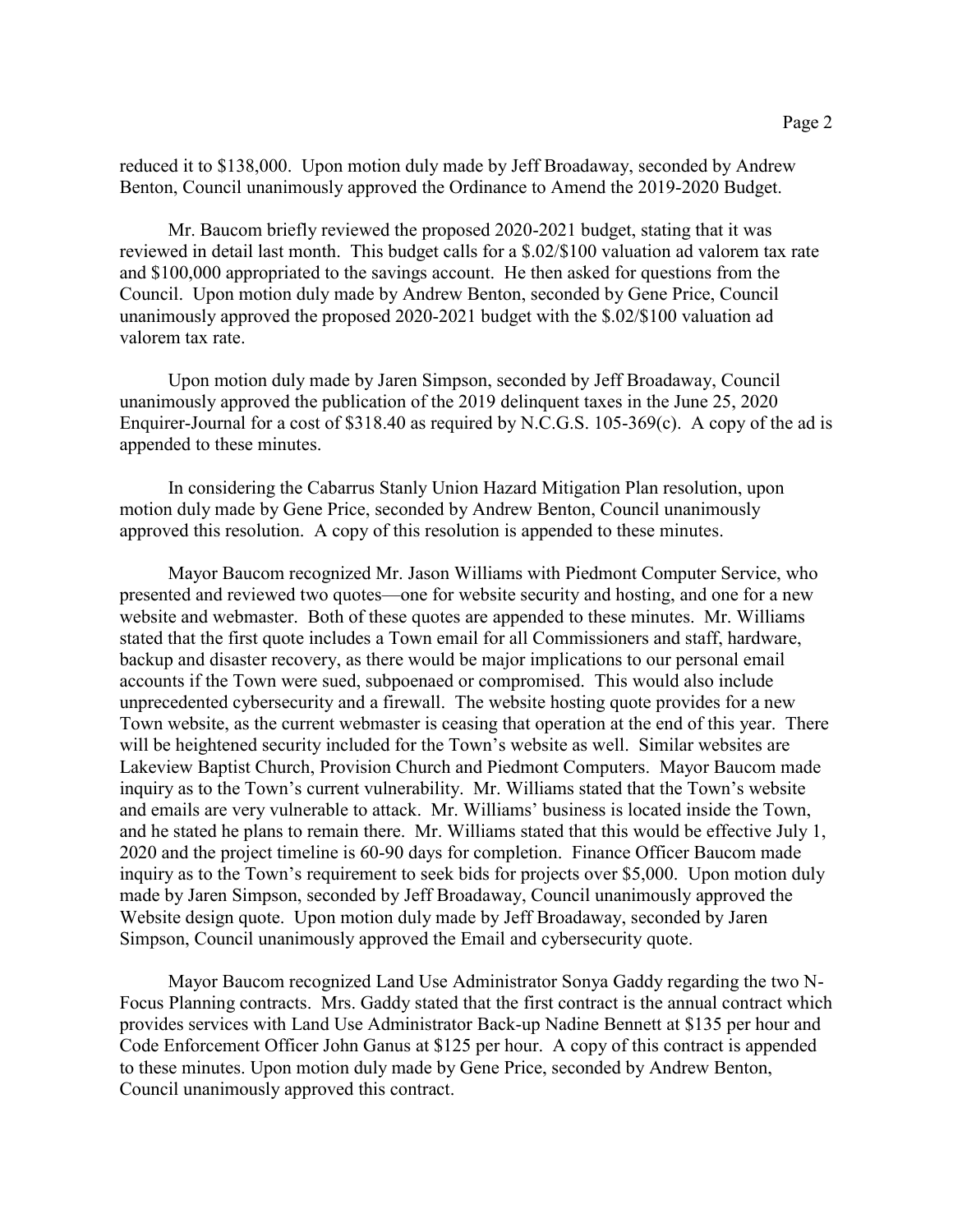reduced it to $138,000. Upon motion duly made by Jeff Broadaway, seconded by Andrew Benton, Council unanimously approved the Ordinance to Amend the 2019-2020 Budget.

Mr. Baucom briefly reviewed the proposed 2020-2021 budget, stating that it was reviewed in detail last month. This budget calls for a $.02/$100 valuation ad valorem tax rate and $100,000 appropriated to the savings account. He then asked for questions from the Council. Upon motion duly made by Andrew Benton, seconded by Gene Price, Council unanimously approved the proposed 2020-2021 budget with the $.02/$100 valuation ad valorem tax rate.

Upon motion duly made by Jaren Simpson, seconded by Jeff Broadaway, Council unanimously approved the publication of the 2019 delinquent taxes in the June 25, 2020 Enquirer-Journal for a cost of $318.40 as required by N.C.G.S. 105-369(c). A copy of the ad is appended to these minutes.

In considering the Cabarrus Stanly Union Hazard Mitigation Plan resolution, upon motion duly made by Gene Price, seconded by Andrew Benton, Council unanimously approved this resolution. A copy of this resolution is appended to these minutes.

Mayor Baucom recognized Mr. Jason Williams with Piedmont Computer Service, who presented and reviewed two quotes—one for website security and hosting, and one for a new website and webmaster. Both of these quotes are appended to these minutes. Mr. Williams stated that the first quote includes a Town email for all Commissioners and staff, hardware, backup and disaster recovery, as there would be major implications to our personal email accounts if the Town were sued, subpoenaed or compromised. This would also include unprecedented cybersecurity and a firewall. The website hosting quote provides for a new Town website, as the current webmaster is ceasing that operation at the end of this year. There will be heightened security included for the Town's website as well. Similar websites are Lakeview Baptist Church, Provision Church and Piedmont Computers. Mayor Baucom made inquiry as to the Town's current vulnerability. Mr. Williams stated that the Town's website and emails are very vulnerable to attack. Mr. Williams' business is located inside the Town, and he stated he plans to remain there. Mr. Williams stated that this would be effective July 1, 2020 and the project timeline is 60-90 days for completion. Finance Officer Baucom made inquiry as to the Town's requirement to seek bids for projects over $5,000. Upon motion duly made by Jaren Simpson, seconded by Jeff Broadaway, Council unanimously approved the Website design quote. Upon motion duly made by Jeff Broadaway, seconded by Jaren Simpson, Council unanimously approved the Email and cybersecurity quote.

Mayor Baucom recognized Land Use Administrator Sonya Gaddy regarding the two N-Focus Planning contracts. Mrs. Gaddy stated that the first contract is the annual contract which provides services with Land Use Administrator Back-up Nadine Bennett at $135 per hour and Code Enforcement Officer John Ganus at $125 per hour. A copy of this contract is appended to these minutes. Upon motion duly made by Gene Price, seconded by Andrew Benton, Council unanimously approved this contract.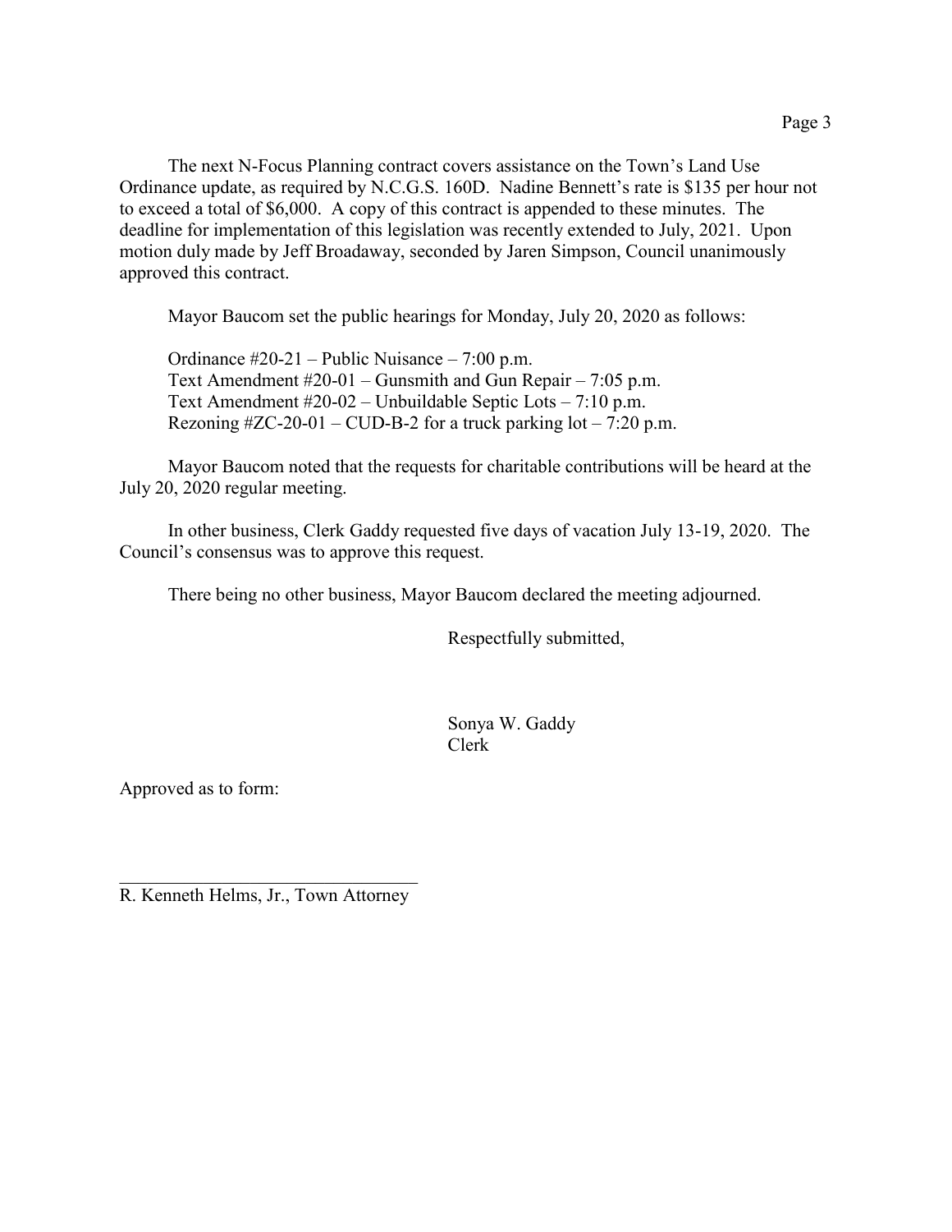The next N-Focus Planning contract covers assistance on the Town's Land Use Ordinance update, as required by N.C.G.S. 160D. Nadine Bennett's rate is $135 per hour not to exceed a total of $6,000. A copy of this contract is appended to these minutes. The deadline for implementation of this legislation was recently extended to July, 2021. Upon motion duly made by Jeff Broadaway, seconded by Jaren Simpson, Council unanimously approved this contract.

Mayor Baucom set the public hearings for Monday, July 20, 2020 as follows:

Ordinance #20-21 – Public Nuisance – 7:00 p.m.
Text Amendment #20-01 – Gunsmith and Gun Repair – 7:05 p.m.
Text Amendment #20-02 – Unbuildable Septic Lots – 7:10 p.m.
Rezoning #ZC-20-01 – CUD-B-2 for a truck parking lot – 7:20 p.m.

Mayor Baucom noted that the requests for charitable contributions will be heard at the July 20, 2020 regular meeting.

In other business, Clerk Gaddy requested five days of vacation July 13-19, 2020. The Council's consensus was to approve this request.

There being no other business, Mayor Baucom declared the meeting adjourned.

Respectfully submitted,

Sonya W. Gaddy
Clerk

Approved as to form:

\_\_\_\_\_\_\_\_\_\_\_\_\_\_\_\_\_\_\_\_\_\_\_\_\_\_\_\_\_\_\_\_\_\_
R. Kenneth Helms, Jr., Town Attorney